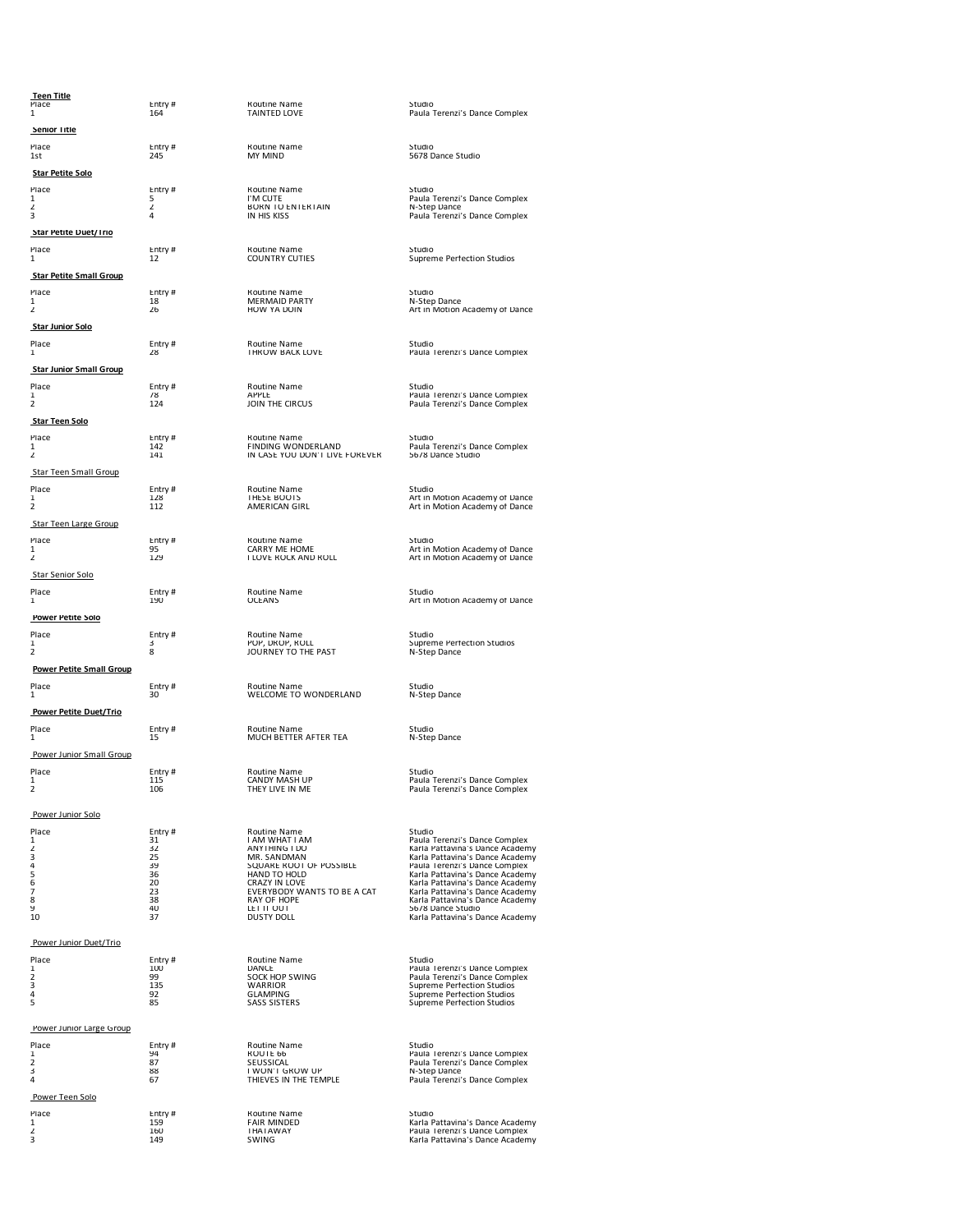**Teen Title**

| Place | Entry # | Routine Name | Studio |
|---|---|---|---|
| 1 | 164 | TAINTED LOVE | Paula Terenzi's Dance Complex |

**Senior Title**

| Place | Entry # | Routine Name | Studio |
|---|---|---|---|
| 1st | 245 | MY MIND | 5678 Dance Studio |

**Star Petite Solo**

| Place | Entry # | Routine Name | Studio |
|---|---|---|---|
| 1 | 5 | I'M CUTE | Paula Terenzi's Dance Complex |
| 2 | 2 | BORN TO ENTERTAIN | N-Step Dance |
| 3 | 4 | IN HIS KISS | Paula Terenzi's Dance Complex |

**Star Petite Duet/Trio**

| Place | Entry # | Routine Name | Studio |
|---|---|---|---|
| 1 | 12 | COUNTRY CUTIES | Supreme Perfection Studios |

**Star Petite Small Group**

| Place | Entry # | Routine Name | Studio |
|---|---|---|---|
| 1 | 18 | MERMAID PARTY | N-Step Dance |
| 2 | 26 | HOW YA DOIN | Art in Motion Academy of Dance |

**Star Junior Solo**

| Place | Entry # | Routine Name | Studio |
|---|---|---|---|
| 1 | 28 | THROW BACK LOVE | Paula Terenzi's Dance Complex |

**Star Junior Small Group**

| Place | Entry # | Routine Name | Studio |
|---|---|---|---|
| 1 | 78 | APPLE | Paula Terenzi's Dance Complex |
| 2 | 124 | JOIN THE CIRCUS | Paula Terenzi's Dance Complex |

**Star Teen Solo**

| Place | Entry # | Routine Name | Studio |
|---|---|---|---|
| 1 | 142 | FINDING WONDERLAND | Paula Terenzi's Dance Complex |
| 2 | 141 | IN CASE YOU DON'T LIVE FOREVER | 5678 Dance Studio |

Star Teen Small Group

| Place | Entry # | Routine Name | Studio |
|---|---|---|---|
| 1 | 128 | THESE BOOTS | Art in Motion Academy of Dance |
| 2 | 112 | AMERICAN GIRL | Art in Motion Academy of Dance |

Star Teen Large Group

| Place | Entry # | Routine Name | Studio |
|---|---|---|---|
| 1 | 95 | CARRY ME HOME | Art in Motion Academy of Dance |
| 2 | 129 | I LOVE ROCK AND ROLL | Art in Motion Academy of Dance |

Star Senior Solo

| Place | Entry # | Routine Name | Studio |
|---|---|---|---|
| 1 | 190 | OCEANS | Art in Motion Academy of Dance |

**Power Petite Solo**

| Place | Entry # | Routine Name | Studio |
|---|---|---|---|
| 1 | 3 | POP, DROP, ROLL | Supreme Perfection Studios |
| 2 | 8 | JOURNEY TO THE PAST | N-Step Dance |

**Power Petite Small Group**

| Place | Entry # | Routine Name | Studio |
|---|---|---|---|
| 1 | 30 | WELCOME TO WONDERLAND | N-Step Dance |

**Power Petite Duet/Trio**

| Place | Entry # | Routine Name | Studio |
|---|---|---|---|
| 1 | 15 | MUCH BETTER AFTER TEA | N-Step Dance |

Power Junior Small Group

| Place | Entry # | Routine Name | Studio |
|---|---|---|---|
| 1 | 115 | CANDY MASH UP | Paula Terenzi's Dance Complex |
| 2 | 106 | THEY LIVE IN ME | Paula Terenzi's Dance Complex |

Power Junior Solo

| Place | Entry # | Routine Name | Studio |
|---|---|---|---|
| 1 | 31 | I AM WHAT I AM | Paula Terenzi's Dance Complex |
| 2 | 32 | ANYTHING I DO | Karla Pattavina's Dance Academy |
| 3 | 25 | MR. SANDMAN | Karla Pattavina's Dance Academy |
| 4 | 39 | SQUARE ROOT OF POSSIBLE | Paula Terenzi's Dance Complex |
| 5 | 36 | HAND TO HOLD | Karla Pattavina's Dance Academy |
| 6 | 20 | CRAZY IN LOVE | Karla Pattavina's Dance Academy |
| 7 | 23 | EVERYBODY WANTS TO BE A CAT | Karla Pattavina's Dance Academy |
| 8 | 38 | RAY OF HOPE | Karla Pattavina's Dance Academy |
| 9 | 40 | LET IT OUT | 5678 Dance Studio |
| 10 | 37 | DUSTY DOLL | Karla Pattavina's Dance Academy |

Power Junior Duet/Trio

| Place | Entry # | Routine Name | Studio |
|---|---|---|---|
| 1 | 100 | DANCE | Paula Terenzi's Dance Complex |
| 2 | 99 | SOCK HOP SWING | Paula Terenzi's Dance Complex |
| 3 | 135 | WARRIOR | Supreme Perfection Studios |
| 4 | 92 | GLAMPING | Supreme Perfection Studios |
| 5 | 85 | SASS SISTERS | Supreme Perfection Studios |

Power Junior Large Group

| Place | Entry # | Routine Name | Studio |
|---|---|---|---|
| 1 | 94 | ROUTE 66 | Paula Terenzi's Dance Complex |
| 2 | 87 | SEUSSICAL | Paula Terenzi's Dance Complex |
| 3 | 88 | I WON'T GROW UP | N-Step Dance |
| 4 | 67 | THIEVES IN THE TEMPLE | Paula Terenzi's Dance Complex |

Power Teen Solo

| Place | Entry # | Routine Name | Studio |
|---|---|---|---|
| 1 | 159 | FAIR MINDED | Karla Pattavina's Dance Academy |
| 2 | 160 | THATAWAY | Paula Terenzi's Dance Complex |
| 3 | 149 | SWING | Karla Pattavina's Dance Academy |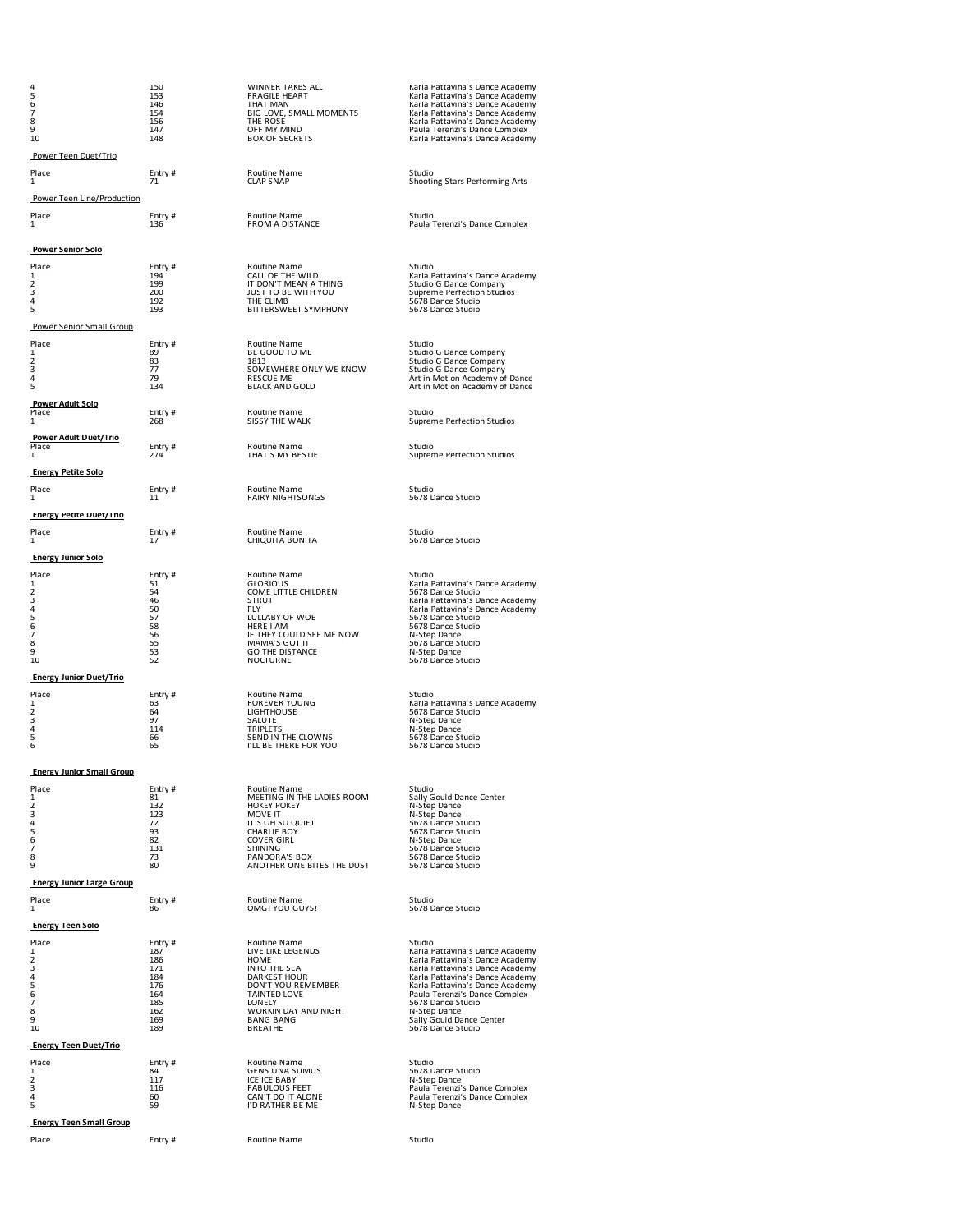| Place | Entry # | Routine Name | Studio |
|---|---|---|---|
| 4 | 150 | WINNER TAKES ALL | Karla Pattavina's Dance Academy |
| 5 | 153 | FRAGILE HEART | Karla Pattavina's Dance Academy |
| 6 | 146 | THAT MAN | Karla Pattavina's Dance Academy |
| 7 | 154 | BIG LOVE, SMALL MOMENTS | Karla Pattavina's Dance Academy |
| 8 | 156 | THE ROSE | Karla Pattavina's Dance Academy |
| 9 | 147 | OFF MY MIND | Paula Terenzi's Dance Complex |
| 10 | 148 | BOX OF SECRETS | Karla Pattavina's Dance Academy |

**Power Teen Duet/Trio**

| Place | Entry # | Routine Name | Studio |
|---|---|---|---|
| 1 | 71 | CLAP SNAP | Shooting Stars Performing Arts |

**Power Teen Line/Production**

| Place | Entry # | Routine Name | Studio |
|---|---|---|---|
| 1 | 136 | FROM A DISTANCE | Paula Terenzi's Dance Complex |

**Power Senior Solo**

| Place | Entry # | Routine Name | Studio |
|---|---|---|---|
| 1 | 194 | CALL OF THE WILD | Karla Pattavina's Dance Academy |
| 2 | 199 | IT DON'T MEAN A THING | Studio G Dance Company |
| 3 | 200 | JUST TO BE WITH YOU | Supreme Perfection Studios |
| 4 | 192 | THE CLIMB | 5678 Dance Studio |
| 5 | 193 | BITTERSWEET SYMPHONY | 5678 Dance Studio |

**Power Senior Small Group**

| Place | Entry # | Routine Name | Studio |
|---|---|---|---|
| 1 | 89 | BE GOOD TO ME | Studio G Dance Company |
| 2 | 83 | 1813 | Studio G Dance Company |
| 3 | 77 | SOMEWHERE ONLY WE KNOW | Studio G Dance Company |
| 4 | 79 | RESCUE ME | Art in Motion Academy of Dance |
| 5 | 134 | BLACK AND GOLD | Art in Motion Academy of Dance |

**Power Adult Solo**

| Place | Entry # | Routine Name | Studio |
|---|---|---|---|
| 1 | 268 | SISSY THE WALK | Supreme Perfection Studios |

**Power Adult Duet/Trio**

| Place | Entry # | Routine Name | Studio |
|---|---|---|---|
| 1 | 274 | THAT'S MY BESTIE | Supreme Perfection Studios |

**Energy Petite Solo**

| Place | Entry # | Routine Name | Studio |
|---|---|---|---|
| 1 | 11 | FAIRY NIGHTSONGS | 5678 Dance Studio |

**Energy Petite Duet/Trio**

| Place | Entry # | Routine Name | Studio |
|---|---|---|---|
| 1 | 17 | CHIQUITA BONITA | 5678 Dance Studio |

**Energy Junior Solo**

| Place | Entry # | Routine Name | Studio |
|---|---|---|---|
| 1 | 51 | GLORIOUS | Karla Pattavina's Dance Academy |
| 2 | 54 | COME LITTLE CHILDREN | 5678 Dance Studio |
| 3 | 46 | STRUT | Karla Pattavina's Dance Academy |
| 4 | 50 | FLY | Karla Pattavina's Dance Academy |
| 5 | 57 | LULLABY OF WOE | 5678 Dance Studio |
| 6 | 58 | HERE I AM | 5678 Dance Studio |
| 7 | 56 | IF THEY COULD SEE ME NOW | N-Step Dance |
| 8 | 55 | MAMA'S GOT IT | 5678 Dance Studio |
| 9 | 53 | GO THE DISTANCE | N-Step Dance |
| 10 | 52 | NOCTURNE | 5678 Dance Studio |

**Energy Junior Duet/Trio**

| Place | Entry # | Routine Name | Studio |
|---|---|---|---|
| 1 | 63 | FOREVER YOUNG | Karla Pattavina's Dance Academy |
| 2 | 64 | LIGHTHOUSE | 5678 Dance Studio |
| 3 | 97 | SALUTE | N-Step Dance |
| 4 | 114 | TRIPLETS | N-Step Dance |
| 5 | 66 | SEND IN THE CLOWNS | 5678 Dance Studio |
| 6 | 65 | I'LL BE THERE FOR YOU | 5678 Dance Studio |

**Energy Junior Small Group**

| Place | Entry # | Routine Name | Studio |
|---|---|---|---|
| 1 | 81 | MEETING IN THE LADIES ROOM | Sally Gould Dance Center |
| 2 | 132 | HOKEY POKEY | N-Step Dance |
| 3 | 123 | MOVE IT | N-Step Dance |
| 4 | 72 | IT'S OH SO QUIET | 5678 Dance Studio |
| 5 | 93 | CHARLIE BOY | 5678 Dance Studio |
| 6 | 82 | COVER GIRL | N-Step Dance |
| 7 | 131 | SHINING | 5678 Dance Studio |
| 8 | 73 | PANDORA'S BOX | 5678 Dance Studio |
| 9 | 80 | ANOTHER ONE BITES THE DUST | 5678 Dance Studio |

**Energy Junior Large Group**

| Place | Entry # | Routine Name | Studio |
|---|---|---|---|
| 1 | 86 | OMG! YOU GUYS! | 5678 Dance Studio |

**Energy Teen Solo**

| Place | Entry # | Routine Name | Studio |
|---|---|---|---|
| 1 | 187 | LIVE LIKE LEGENDS | Karla Pattavina's Dance Academy |
| 2 | 186 | HOME | Karla Pattavina's Dance Academy |
| 3 | 171 | INTO THE SEA | Karla Pattavina's Dance Academy |
| 4 | 184 | DARKEST HOUR | Karla Pattavina's Dance Academy |
| 5 | 176 | DON'T YOU REMEMBER | Karla Pattavina's Dance Academy |
| 6 | 164 | TAINTED LOVE | Paula Terenzi's Dance Complex |
| 7 | 185 | LONELY | 5678 Dance Studio |
| 8 | 162 | WORKIN DAY AND NIGHT | N-Step Dance |
| 9 | 169 | BANG BANG | Sally Gould Dance Center |
| 10 | 189 | BREATHE | 5678 Dance Studio |

**Energy Teen Duet/Trio**

| Place | Entry # | Routine Name | Studio |
|---|---|---|---|
| 1 | 84 | GENS UNA SUMUS | 5678 Dance Studio |
| 2 | 117 | ICE ICE BABY | N-Step Dance |
| 3 | 116 | FABULOUS FEET | Paula Terenzi's Dance Complex |
| 4 | 60 | CAN'T DO IT ALONE | Paula Terenzi's Dance Complex |
| 5 | 59 | I'D RATHER BE ME | N-Step Dance |

**Energy Teen Small Group**

| Place | Entry # | Routine Name | Studio |
|---|---|---|---|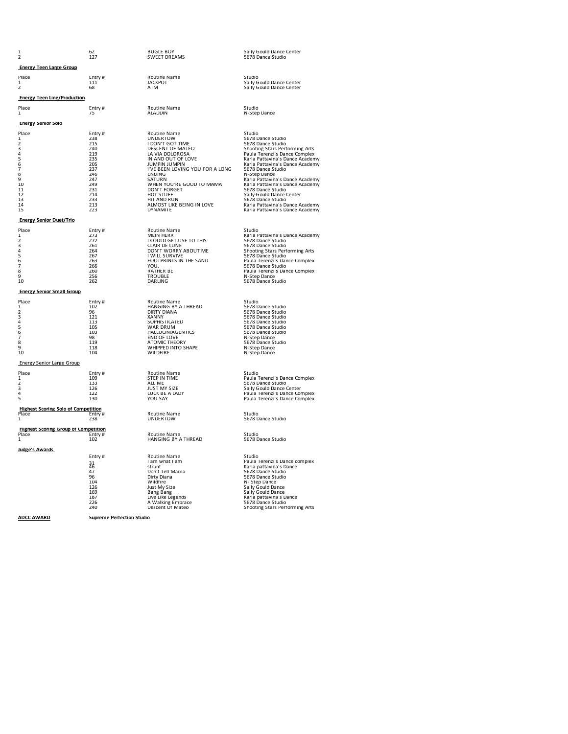| Place | Entry # | Routine Name | Studio |
|---|---|---|---|
| 1 | 62 | BUGLE BOY | Sally Gould Dance Center |
| 2 | 127 | SWEET DREAMS | 5678 Dance Studio |

**Energy Teen Large Group**

| Place | Entry # | Routine Name | Studio |
|---|---|---|---|
| 1 | 111 | JACKPOT | Sally Gould Dance Center |
| 2 | 68 | ATM | Sally Gould Dance Center |

**Energy Teen Line/Production**

| Place | Entry # | Routine Name | Studio |
|---|---|---|---|
| 1 | 75 | ALADDIN | N-Step Dance |

**Energy Senior Solo**

| Place | Entry # | Routine Name | Studio |
|---|---|---|---|
| 1 | 238 | UNDERTOW | 5678 Dance Studio |
| 2 | 215 | I DON'T GOT TIME | 5678 Dance Studio |
| 3 | 240 | DESCENT OF MATEO | Shooting Stars Performing Arts |
| 4 | 219 | LA VIA DOLOROSA | Paula Terenzi's Dance Complex |
| 5 | 235 | IN AND OUT OF LOVE | Karla Pattavina's Dance Academy |
| 6 | 205 | JUMPIN JUMPIN | Karla Pattavina's Dance Academy |
| 7 | 237 | I'VE BEEN LOVING YOU FOR A LONG | 5678 Dance Studio |
| 8 | 246 | ENDING | N-Step Dance |
| 9 | 247 | SATURN | Karla Pattavina's Dance Academy |
| 10 | 249 | WHEN YOU'RE GOOD TO MAMA | Karla Pattavina's Dance Academy |
| 11 | 231 | DON'T FORGET | 5678 Dance Studio |
| 12 | 214 | HOT STUFF | Sally Gould Dance Center |
| 13 | 233 | HIT AND RUN | 5678 Dance Studio |
| 14 | 213 | ALMOST LIKE BEING IN LOVE | Karla Pattavina's Dance Academy |
| 15 | 223 | DYNAMITE | Karla Pattavina's Dance Academy |

**Energy Senior Duet/Trio**

| Place | Entry # | Routine Name | Studio |
|---|---|---|---|
| 1 | 273 | MEIN HERR | Karla Pattavina's Dance Academy |
| 2 | 272 | I COULD GET USE TO THIS | 5678 Dance Studio |
| 3 | 261 | CLAIR DE LUNE | 5678 Dance Studio |
| 4 | 264 | DON'T WORRY ABOUT ME | Shooting Stars Performing Arts |
| 5 | 267 | I WILL SURVIVE | 5678 Dance Studio |
| 6 | 263 | FOOTPRINTS IN THE SAND | Paula Terenzi's Dance Complex |
| 7 | 266 | YOU. | 5678 Dance Studio |
| 8 | 260 | RATHER BE | Paula Terenzi's Dance Complex |
| 9 | 256 | TROUBLE | N-Step Dance |
| 10 | 262 | DARLING | 5678 Dance Studio |

**Energy Senior Small Group**

| Place | Entry # | Routine Name | Studio |
|---|---|---|---|
| 1 | 102 | HANGING BY A THREAD | 5678 Dance Studio |
| 2 | 96 | DIRTY DIANA | 5678 Dance Studio |
| 3 | 121 | XANNY | 5678 Dance Studio |
| 4 | 113 | SOPHISTICATED | 5678 Dance Studio |
| 5 | 105 | WAR DRUM | 5678 Dance Studio |
| 6 | 103 | HALLUCINIAGENTICS | 5678 Dance Studio |
| 7 | 98 | END OF LOVE | N-Step Dance |
| 8 | 119 | ATOMIC THEORY | 5678 Dance Studio |
| 9 | 118 | WHIPPED INTO SHAPE | N-Step Dance |
| 10 | 104 | WILDFIRE | N-Step Dance |

**Energy Senior Large Group**

| Place | Entry # | Routine Name | Studio |
|---|---|---|---|
| 1 | 109 | STEP IN TIME | Paula Terenzi's Dance Complex |
| 2 | 133 | ALL ME | 5678 Dance Studio |
| 3 | 126 | JUST MY SIZE | Sally Gould Dance Center |
| 4 | 122 | LUCK BE A LADY | Paula Terenzi's Dance Complex |
| 5 | 130 | YOU SAY | Paula Terenzi's Dance Complex |

**Highest Scoring Solo of Competition**

| Place | Entry # | Routine Name | Studio |
|---|---|---|---|
| 1 | 238 | UNDERTOW | 5678 Dance Studio |

**Highest Scoring Group of Competition**

| Place | Entry # | Routine Name | Studio |
|---|---|---|---|
| 1 | 102 | HANGING BY A THREAD | 5678 Dance Studio |

**Judge's Awards**

| Entry # | Routine Name | Studio |
|---|---|---|
| 31 | I am what I am | Paula Terenzi's Dance complex |
| 46 | strunt | Karla pattavina's Dance |
| 47 | Don't Tell Mama | 5678 Dance Studio |
| 96 | Dirty Diana | 5678 Dance Studio |
| 104 | Wildfire | N- Step Dance |
| 126 | Just My Size | Sally Gould Dance |
| 169 | Bang Bang | Sally Gould Dance |
| 187 | Live Like Legends | Karla pattavina's Dance |
| 226 | A Walking Embrace | 5678 Dance Studio |
| 240 | Descent Of Mateo | Shooting Stars Performing Arts |

**ADCC AWARD** **Supreme Perfection Studio**